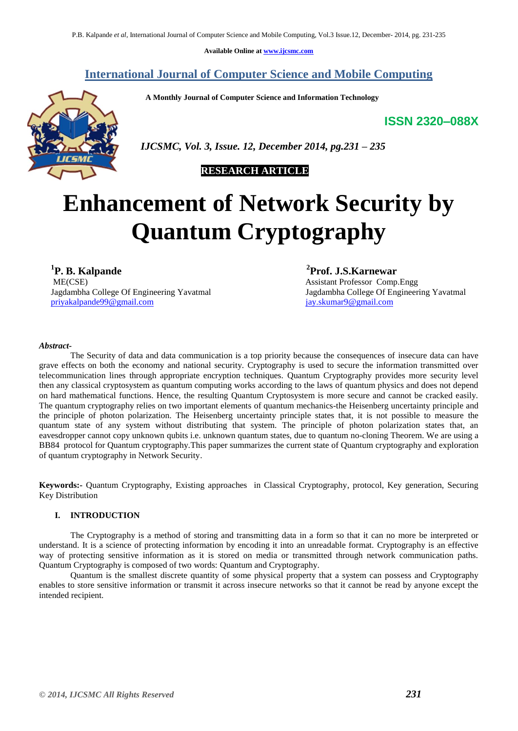Available Online at www.ijcsmc.com

## International Journal of Computer Science and Mobile Computing

**A Monthly Journal of Computer Science and Information Technology**

**ISSN 2320–088X**

*IJCSMC, Vol. 3, Issue. 12, December 2014, pg.231 – 235*

**RESEARCH ARTICLE**

# Enhancement of Network Security by Quantum Cryptography

**[1]P. B. Kalpande**
ME(CSE)
Jagdambha College Of Engineering Yavatmal
priyakalpande99@gmail.com

**[2]Prof. J.S.Karnewar**
Assistant Professor Comp.Engg
Jagdambha College Of Engineering Yavatmal
jay.skumar9@gmail.com

***Abstract-***

The Security of data and data communication is a top priority because the consequences of insecure data can have grave effects on both the economy and national security. Cryptography is used to secure the information transmitted over telecommunication lines through appropriate encryption techniques. Quantum Cryptography provides more security level then any classical cryptosystem as quantum computing works according to the laws of quantum physics and does not depend on hard mathematical functions. Hence, the resulting Quantum Cryptosystem is more secure and cannot be cracked easily. The quantum cryptography relies on two important elements of quantum mechanics-the Heisenberg uncertainty principle and the principle of photon polarization. The Heisenberg uncertainty principle states that, it is not possible to measure the quantum state of any system without distributing that system. The principle of photon polarization states that, an eavesdropper cannot copy unknown qubits i.e. unknown quantum states, due to quantum no-cloning Theorem. We are using a BB84 protocol for Quantum cryptography.This paper summarizes the current state of Quantum cryptography and exploration of quantum cryptography in Network Security.

**Keywords:-** Quantum Cryptography, Existing approaches in Classical Cryptography, protocol, Key generation, Securing Key Distribution

## I. INTRODUCTION

The Cryptography is a method of storing and transmitting data in a form so that it can no more be interpreted or understand. It is a science of protecting information by encoding it into an unreadable format. Cryptography is an effective way of protecting sensitive information as it is stored on media or transmitted through network communication paths. Quantum Cryptography is composed of two words: Quantum and Cryptography.

Quantum is the smallest discrete quantity of some physical property that a system can possess and Cryptography enables to store sensitive information or transmit it across insecure networks so that it cannot be read by anyone except the intended recipient.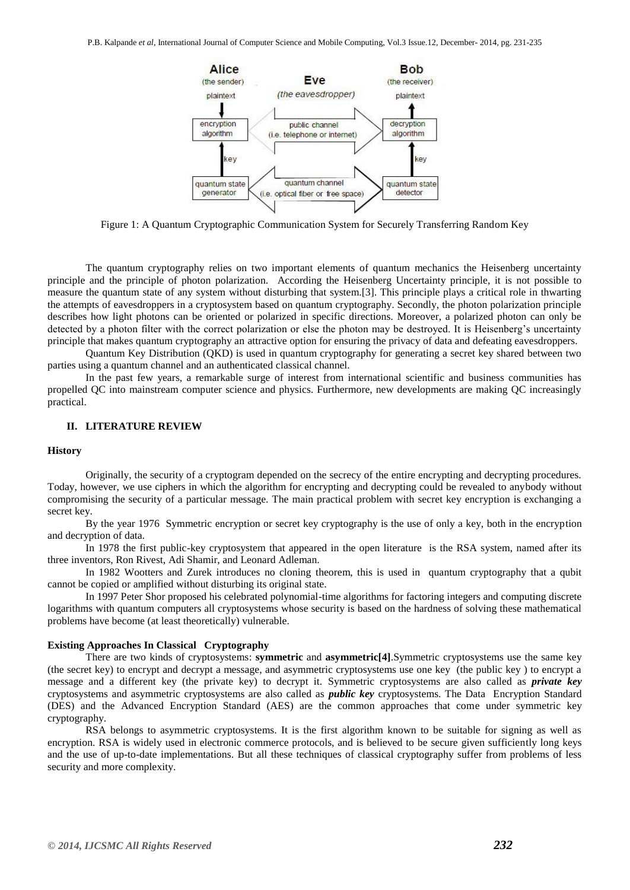Figure 1: A Quantum Cryptographic Communication System for Securely Transferring Random Key

The quantum cryptography relies on two important elements of quantum mechanics the Heisenberg uncertainty principle and the principle of photon polarization. According the Heisenberg Uncertainty principle, it is not possible to measure the quantum state of any system without disturbing that system.[3]. This principle plays a critical role in thwarting the attempts of eavesdroppers in a cryptosystem based on quantum cryptography. Secondly, the photon polarization principle describes how light photons can be oriented or polarized in specific directions. Moreover, a polarized photon can only be detected by a photon filter with the correct polarization or else the photon may be destroyed. It is Heisenberg's uncertainty principle that makes quantum cryptography an attractive option for ensuring the privacy of data and defeating eavesdroppers.

Quantum Key Distribution (QKD) is used in quantum cryptography for generating a secret key shared between two parties using a quantum channel and an authenticated classical channel.

In the past few years, a remarkable surge of interest from international scientific and business communities has propelled QC into mainstream computer science and physics. Furthermore, new developments are making QC increasingly practical.

## II. LITERATURE REVIEW

### History

Originally, the security of a cryptogram depended on the secrecy of the entire encrypting and decrypting procedures. Today, however, we use ciphers in which the algorithm for encrypting and decrypting could be revealed to anybody without compromising the security of a particular message. The main practical problem with secret key encryption is exchanging a secret key.

By the year 1976 Symmetric encryption or secret key cryptography is the use of only a key, both in the encryption and decryption of data.

In 1978 the first public-key cryptosystem that appeared in the open literature is the RSA system, named after its three inventors, Ron Rivest, Adi Shamir, and Leonard Adleman.

In 1982 Wootters and Zurek introduces no cloning theorem, this is used in quantum cryptography that a qubit cannot be copied or amplified without disturbing its original state.

In 1997 Peter Shor proposed his celebrated polynomial-time algorithms for factoring integers and computing discrete logarithms with quantum computers all cryptosystems whose security is based on the hardness of solving these mathematical problems have become (at least theoretically) vulnerable.

### Existing Approaches In Classical Cryptography

There are two kinds of cryptosystems: **symmetric** and **asymmetric[4]**.Symmetric cryptosystems use the same key (the secret key) to encrypt and decrypt a message, and asymmetric cryptosystems use one key (the public key ) to encrypt a message and a different key (the private key) to decrypt it. Symmetric cryptosystems are also called as ***private key*** cryptosystems and asymmetric cryptosystems are also called as ***public key*** cryptosystems. The Data Encryption Standard (DES) and the Advanced Encryption Standard (AES) are the common approaches that come under symmetric key cryptography.

RSA belongs to asymmetric cryptosystems. It is the first algorithm known to be suitable for signing as well as encryption. RSA is widely used in electronic commerce protocols, and is believed to be secure given sufficiently long keys and the use of up-to-date implementations. But all these techniques of classical cryptography suffer from problems of less security and more complexity.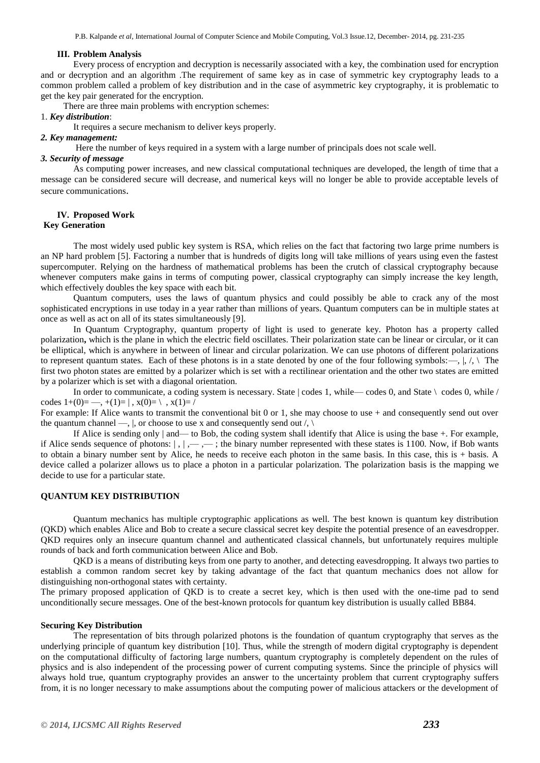## III. Problem Analysis

Every process of encryption and decryption is necessarily associated with a key, the combination used for encryption and or decryption and an algorithm .The requirement of same key as in case of symmetric key cryptography leads to a common problem called a problem of key distribution and in the case of asymmetric key cryptography, it is problematic to get the key pair generated for the encryption.

There are three main problems with encryption schemes:

1. ***Key distribution***:

It requires a secure mechanism to deliver keys properly.

***2. Key management:***

Here the number of keys required in a system with a large number of principals does not scale well.

***3. Security of message***

As computing power increases, and new classical computational techniques are developed, the length of time that a message can be considered secure will decrease, and numerical keys will no longer be able to provide acceptable levels of secure communications.

## IV. Proposed Work

### Key Generation

The most widely used public key system is RSA, which relies on the fact that factoring two large prime numbers is an NP hard problem [5]. Factoring a number that is hundreds of digits long will take millions of years using even the fastest supercomputer. Relying on the hardness of mathematical problems has been the crutch of classical cryptography because whenever computers make gains in terms of computing power, classical cryptography can simply increase the key length, which effectively doubles the key space with each bit.

Quantum computers, uses the laws of quantum physics and could possibly be able to crack any of the most sophisticated encryptions in use today in a year rather than millions of years. Quantum computers can be in multiple states at once as well as act on all of its states simultaneously [9].

In Quantum Cryptography, quantum property of light is used to generate key. Photon has a property called polarization**,** which is the plane in which the electric field oscillates. Their polarization state can be linear or circular, or it can be elliptical, which is anywhere in between of linear and circular polarization. We can use photons of different polarizations to represent quantum states. Each of these photons is in a state denoted by one of the four following symbols:—, |, /, \ The first two photon states are emitted by a polarizer which is set with a rectilinear orientation and the other two states are emitted by a polarizer which is set with a diagonal orientation.

In order to communicate, a coding system is necessary. State | codes 1, while— codes 0, and State \ codes 0, while / codes 1+(0)= —, +(1)= | , x(0)= \ , x(1)= /

For example: If Alice wants to transmit the conventional bit 0 or 1, she may choose to use + and consequently send out over the quantum channel —, |, or choose to use x and consequently send out /, \

If Alice is sending only | and— to Bob, the coding system shall identify that Alice is using the base +. For example, if Alice sends sequence of photons: | , | ,— ,— ; the binary number represented with these states is 1100. Now, if Bob wants to obtain a binary number sent by Alice, he needs to receive each photon in the same basis. In this case, this is + basis. A device called a polarizer allows us to place a photon in a particular polarization. The polarization basis is the mapping we decide to use for a particular state.

### QUANTUM KEY DISTRIBUTION

Quantum mechanics has multiple cryptographic applications as well. The best known is quantum key distribution (QKD) which enables Alice and Bob to create a secure classical secret key despite the potential presence of an eavesdropper. QKD requires only an insecure quantum channel and authenticated classical channels, but unfortunately requires multiple rounds of back and forth communication between Alice and Bob.

QKD is a means of distributing keys from one party to another, and detecting eavesdropping. It always two parties to establish a common random secret key by taking advantage of the fact that quantum mechanics does not allow for distinguishing non-orthogonal states with certainty.

The primary proposed application of QKD is to create a secret key, which is then used with the one-time pad to send unconditionally secure messages. One of the best-known protocols for quantum key distribution is usually called BB84.

### Securing Key Distribution

The representation of bits through polarized photons is the foundation of quantum cryptography that serves as the underlying principle of quantum key distribution [10]. Thus, while the strength of modern digital cryptography is dependent on the computational difficulty of factoring large numbers, quantum cryptography is completely dependent on the rules of physics and is also independent of the processing power of current computing systems. Since the principle of physics will always hold true, quantum cryptography provides an answer to the uncertainty problem that current cryptography suffers from, it is no longer necessary to make assumptions about the computing power of malicious attackers or the development of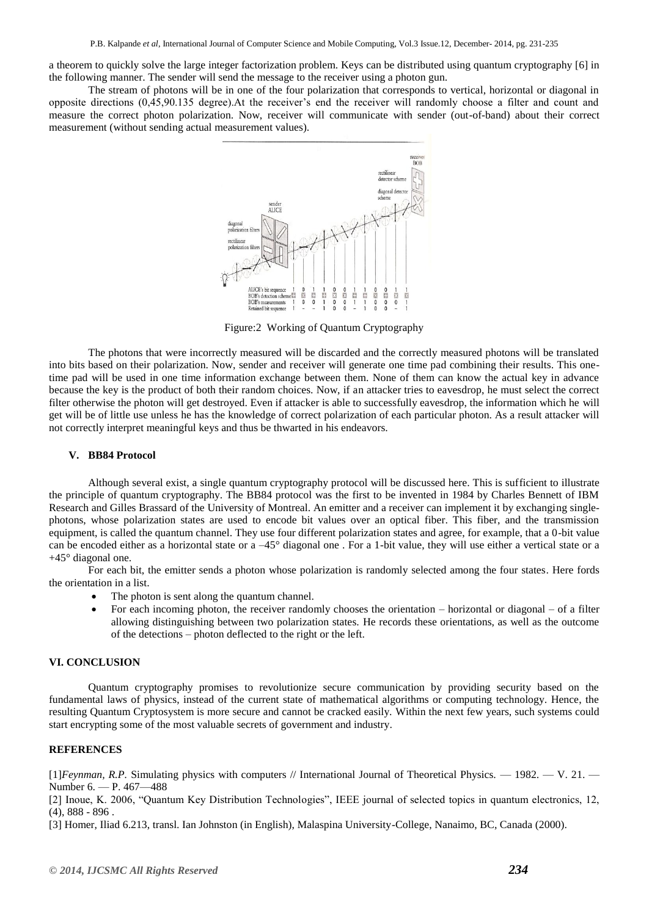a theorem to quickly solve the large integer factorization problem. Keys can be distributed using quantum cryptography [6] in the following manner. The sender will send the message to the receiver using a photon gun.

The stream of photons will be in one of the four polarization that corresponds to vertical, horizontal or diagonal in opposite directions (0,45,90.135 degree).At the receiver's end the receiver will randomly choose a filter and count and measure the correct photon polarization. Now, receiver will communicate with sender (out-of-band) about their correct measurement (without sending actual measurement values).

Figure:2 Working of Quantum Cryptography

The photons that were incorrectly measured will be discarded and the correctly measured photons will be translated into bits based on their polarization. Now, sender and receiver will generate one time pad combining their results. This one-time pad will be used in one time information exchange between them. None of them can know the actual key in advance because the key is the product of both their random choices. Now, if an attacker tries to eavesdrop, he must select the correct filter otherwise the photon will get destroyed. Even if attacker is able to successfully eavesdrop, the information which he will get will be of little use unless he has the knowledge of correct polarization of each particular photon. As a result attacker will not correctly interpret meaningful keys and thus be thwarted in his endeavors.

## V. BB84 Protocol

Although several exist, a single quantum cryptography protocol will be discussed here. This is sufficient to illustrate the principle of quantum cryptography. The BB84 protocol was the first to be invented in 1984 by Charles Bennett of IBM Research and Gilles Brassard of the University of Montreal. An emitter and a receiver can implement it by exchanging single-photons, whose polarization states are used to encode bit values over an optical fiber. This fiber, and the transmission equipment, is called the quantum channel. They use four different polarization states and agree, for example, that a 0-bit value can be encoded either as a horizontal state or a –45° diagonal one . For a 1-bit value, they will use either a vertical state or a +45° diagonal one.

For each bit, the emitter sends a photon whose polarization is randomly selected among the four states. Here fords the orientation in a list.

- The photon is sent along the quantum channel.
- For each incoming photon, the receiver randomly chooses the orientation – horizontal or diagonal – of a filter allowing distinguishing between two polarization states. He records these orientations, as well as the outcome of the detections – photon deflected to the right or the left.

## VI. CONCLUSION

Quantum cryptography promises to revolutionize secure communication by providing security based on the fundamental laws of physics, instead of the current state of mathematical algorithms or computing technology. Hence, the resulting Quantum Cryptosystem is more secure and cannot be cracked easily. Within the next few years, such systems could start encrypting some of the most valuable secrets of government and industry.

## REFERENCES

[1]*Feynman, R.P.* Simulating physics with computers // International Journal of Theoretical Physics. — 1982. — V. 21. — Number 6. — P. 467—488

[2] Inoue, K. 2006, "Quantum Key Distribution Technologies", IEEE journal of selected topics in quantum electronics, 12, (4), 888 - 896 .

[3] Homer, Iliad 6.213, transl. Ian Johnston (in English), Malaspina University-College, Nanaimo, BC, Canada (2000).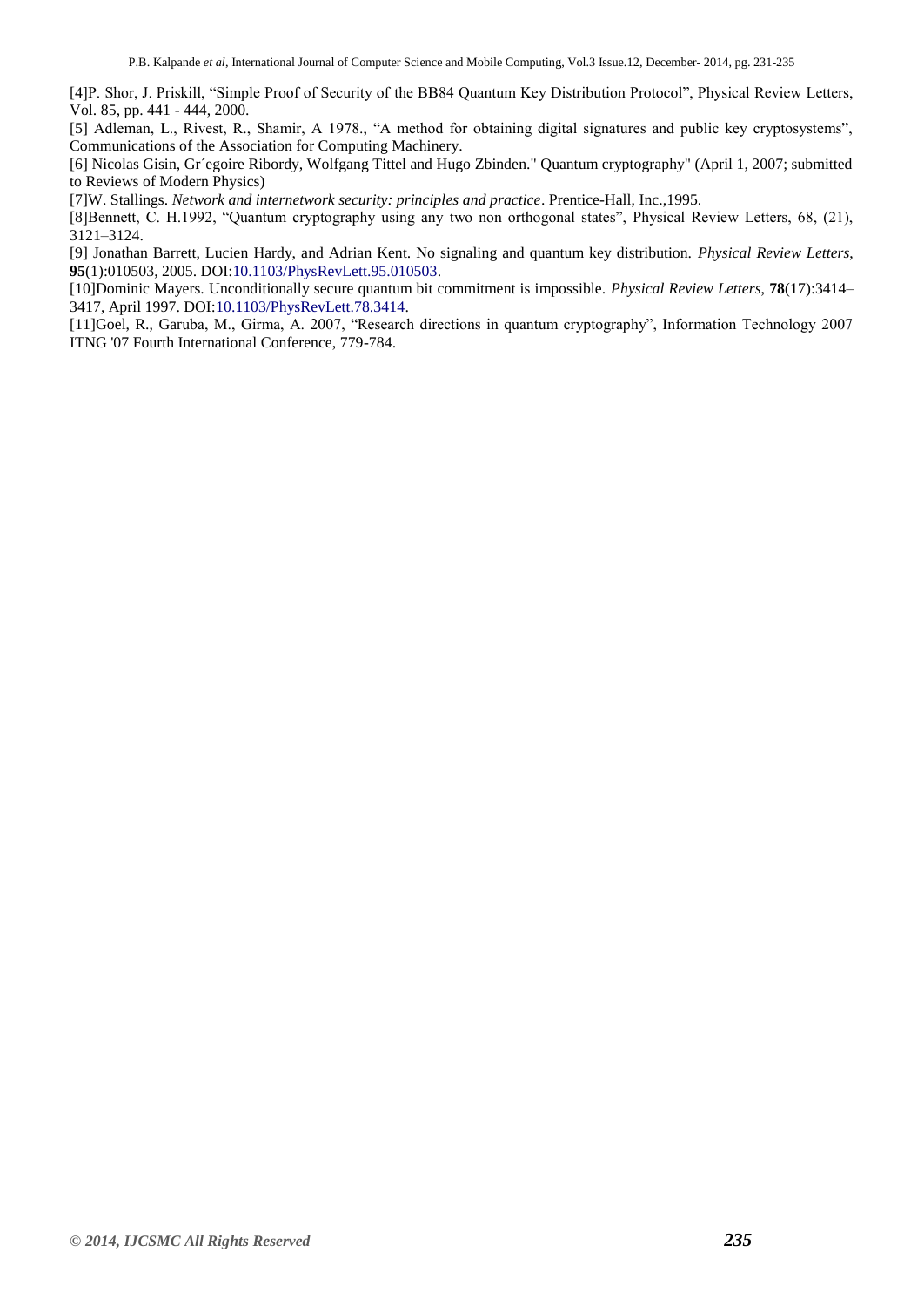[4]P. Shor, J. Priskill, "Simple Proof of Security of the BB84 Quantum Key Distribution Protocol", Physical Review Letters, Vol. 85, pp. 441 - 444, 2000.

[5] Adleman, L., Rivest, R., Shamir, A 1978., "A method for obtaining digital signatures and public key cryptosystems", Communications of the Association for Computing Machinery.

[6] Nicolas Gisin, Gr´egoire Ribordy, Wolfgang Tittel and Hugo Zbinden." Quantum cryptography" (April 1, 2007; submitted to Reviews of Modern Physics)

[7]W. Stallings. *Network and internetwork security: principles and practice*. Prentice-Hall, Inc.,1995.

[8]Bennett, C. H.1992, "Quantum cryptography using any two non orthogonal states", Physical Review Letters, 68, (21), 3121–3124.

[9] Jonathan Barrett, Lucien Hardy, and Adrian Kent. No signaling and quantum key distribution. *Physical Review Letters*, **95**(1):010503, 2005. DOI:10.1103/PhysRevLett.95.010503.

[10]Dominic Mayers. Unconditionally secure quantum bit commitment is impossible. *Physical Review Letters*, **78**(17):3414–3417, April 1997. DOI:10.1103/PhysRevLett.78.3414.

[11]Goel, R., Garuba, M., Girma, A. 2007, "Research directions in quantum cryptography", Information Technology 2007 ITNG '07 Fourth International Conference, 779-784.